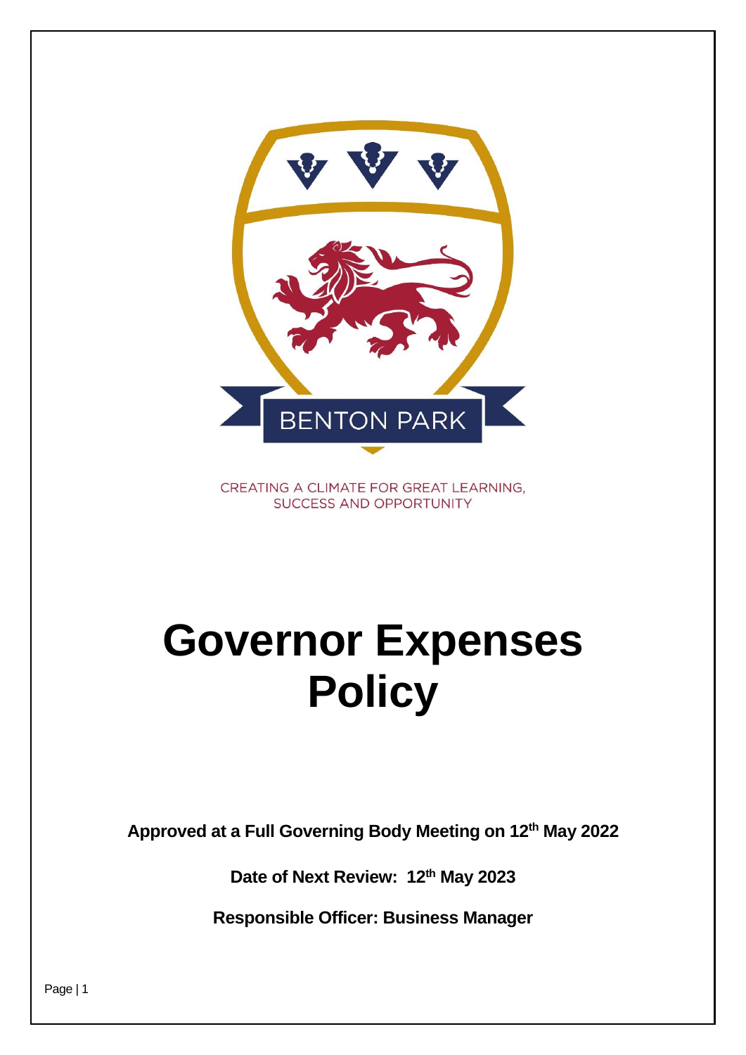BENTON PARK

CREATING A CLIMATE FOR GREAT LEARNING, SUCCESS AND OPPORTUNITY

# Governor Expenses Policy

**Approved at a Full Governing Body Meeting on 12th May 2022**

**Date of Next Review: 12th May 2023**

**Responsible Officer: Business Manager**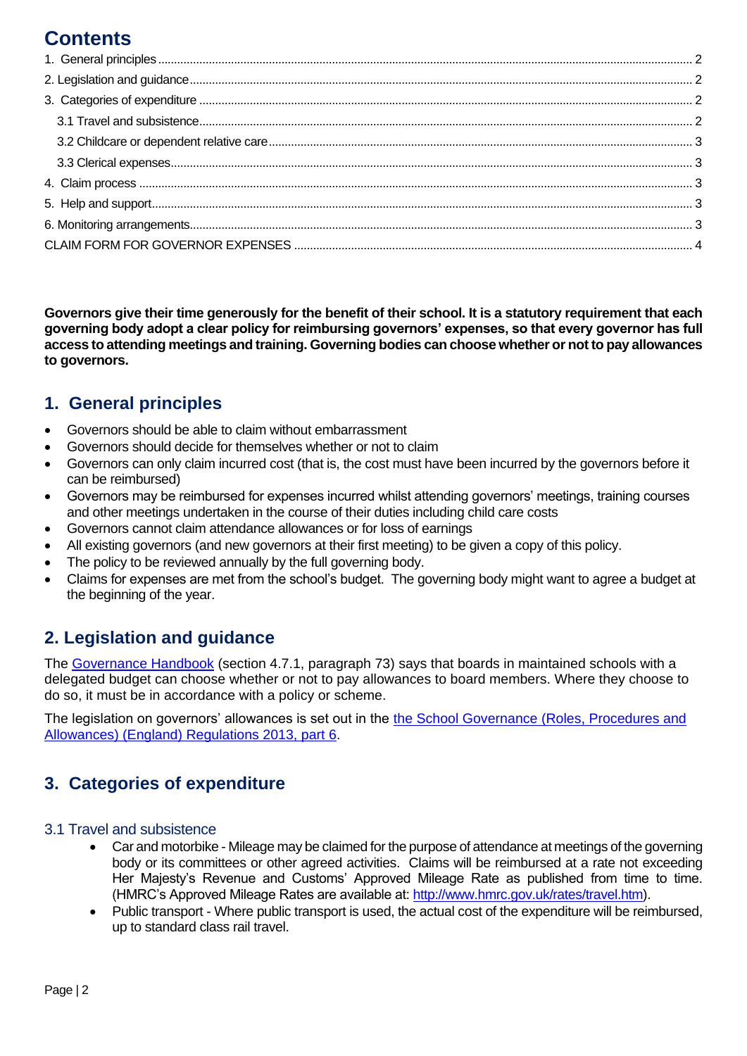# Contents

1. General principles ..... 2
2. Legislation and guidance ..... 2
3. Categories of expenditure ..... 2
   - 3.1 Travel and subsistence ..... 2
   - 3.2 Childcare or dependent relative care ..... 3
   - 3.3 Clerical expenses ..... 3
4. Claim process ..... 3
5. Help and support ..... 3
6. Monitoring arrangements ..... 3

CLAIM FORM FOR GOVERNOR EXPENSES ..... 4

**Governors give their time generously for the benefit of their school. It is a statutory requirement that each governing body adopt a clear policy for reimbursing governors' expenses, so that every governor has full access to attending meetings and training. Governing bodies can choose whether or not to pay allowances to governors.**

## 1. General principles

- Governors should be able to claim without embarrassment
- Governors should decide for themselves whether or not to claim
- Governors can only claim incurred cost (that is, the cost must have been incurred by the governors before it can be reimbursed)
- Governors may be reimbursed for expenses incurred whilst attending governors' meetings, training courses and other meetings undertaken in the course of their duties including child care costs
- Governors cannot claim attendance allowances or for loss of earnings
- All existing governors (and new governors at their first meeting) to be given a copy of this policy.
- The policy to be reviewed annually by the full governing body.
- Claims for expenses are met from the school's budget. The governing body might want to agree a budget at the beginning of the year.

## 2. Legislation and guidance

The Governance Handbook (section 4.7.1, paragraph 73) says that boards in maintained schools with a delegated budget can choose whether or not to pay allowances to board members. Where they choose to do so, it must be in accordance with a policy or scheme.

The legislation on governors' allowances is set out in the the School Governance (Roles, Procedures and Allowances) (England) Regulations 2013, part 6.

## 3. Categories of expenditure

### 3.1 Travel and subsistence

- Car and motorbike - Mileage may be claimed for the purpose of attendance at meetings of the governing body or its committees or other agreed activities. Claims will be reimbursed at a rate not exceeding Her Majesty's Revenue and Customs' Approved Mileage Rate as published from time to time. (HMRC's Approved Mileage Rates are available at: http://www.hmrc.gov.uk/rates/travel.htm).
- Public transport - Where public transport is used, the actual cost of the expenditure will be reimbursed, up to standard class rail travel.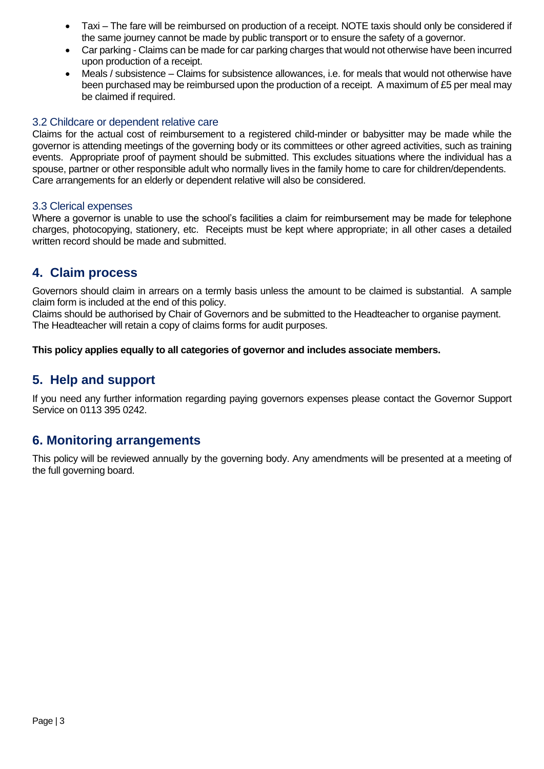- Taxi – The fare will be reimbursed on production of a receipt. NOTE taxis should only be considered if the same journey cannot be made by public transport or to ensure the safety of a governor.
- Car parking - Claims can be made for car parking charges that would not otherwise have been incurred upon production of a receipt.
- Meals / subsistence – Claims for subsistence allowances, i.e. for meals that would not otherwise have been purchased may be reimbursed upon the production of a receipt. A maximum of £5 per meal may be claimed if required.

### 3.2 Childcare or dependent relative care

Claims for the actual cost of reimbursement to a registered child-minder or babysitter may be made while the governor is attending meetings of the governing body or its committees or other agreed activities, such as training events. Appropriate proof of payment should be submitted. This excludes situations where the individual has a spouse, partner or other responsible adult who normally lives in the family home to care for children/dependents. Care arrangements for an elderly or dependent relative will also be considered.

### 3.3 Clerical expenses

Where a governor is unable to use the school's facilities a claim for reimbursement may be made for telephone charges, photocopying, stationery, etc. Receipts must be kept where appropriate; in all other cases a detailed written record should be made and submitted.

## 4. Claim process

Governors should claim in arrears on a termly basis unless the amount to be claimed is substantial. A sample claim form is included at the end of this policy.
Claims should be authorised by Chair of Governors and be submitted to the Headteacher to organise payment. The Headteacher will retain a copy of claims forms for audit purposes.

**This policy applies equally to all categories of governor and includes associate members.**

## 5. Help and support

If you need any further information regarding paying governors expenses please contact the Governor Support Service on 0113 395 0242.

## 6. Monitoring arrangements

This policy will be reviewed annually by the governing body. Any amendments will be presented at a meeting of the full governing board.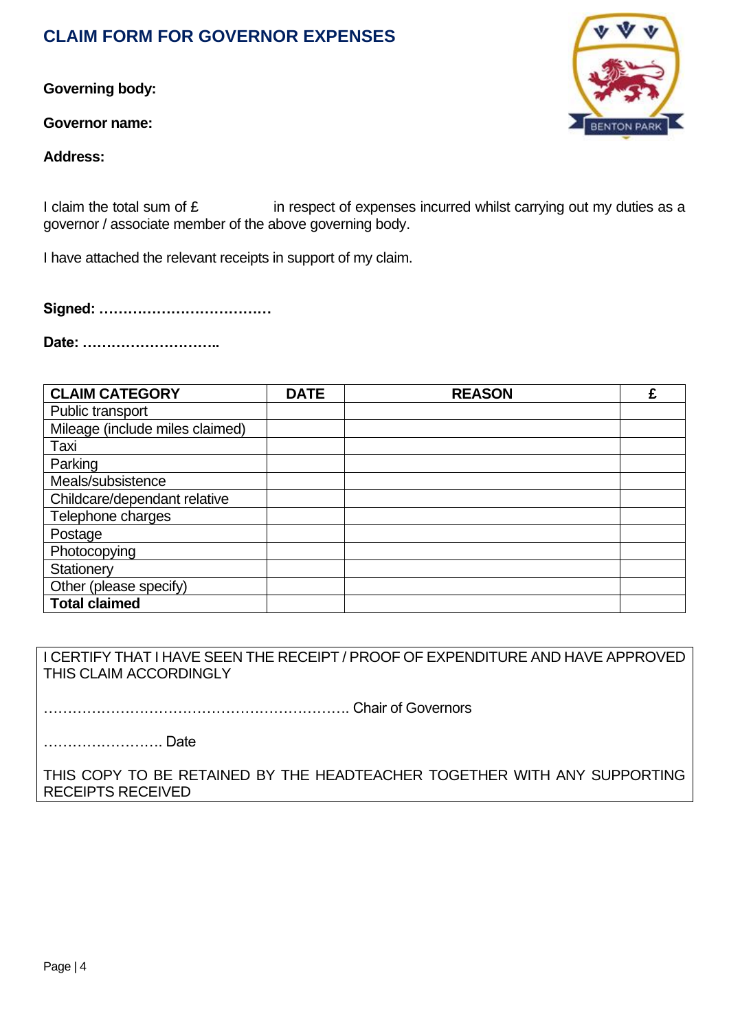# CLAIM FORM FOR GOVERNOR EXPENSES

**Governing body:**

**Governor name:**

**Address:**

I claim the total sum of £ in respect of expenses incurred whilst carrying out my duties as a governor / associate member of the above governing body.

I have attached the relevant receipts in support of my claim.

**Signed: ………………………………**

**Date: ………………………..**

| **CLAIM CATEGORY** | **DATE** | **REASON** | **£** |
|---|---|---|---|
| Public transport | | | |
| Mileage (include miles claimed) | | | |
| Taxi | | | |
| Parking | | | |
| Meals/subsistence | | | |
| Childcare/dependant relative | | | |
| Telephone charges | | | |
| Postage | | | |
| Photocopying | | | |
| Stationery | | | |
| Other (please specify) | | | |
| **Total claimed** | | | |

I CERTIFY THAT I HAVE SEEN THE RECEIPT / PROOF OF EXPENDITURE AND HAVE APPROVED THIS CLAIM ACCORDINGLY

………………………………………………………. Chair of Governors

……………………. Date

THIS COPY TO BE RETAINED BY THE HEADTEACHER TOGETHER WITH ANY SUPPORTING RECEIPTS RECEIVED